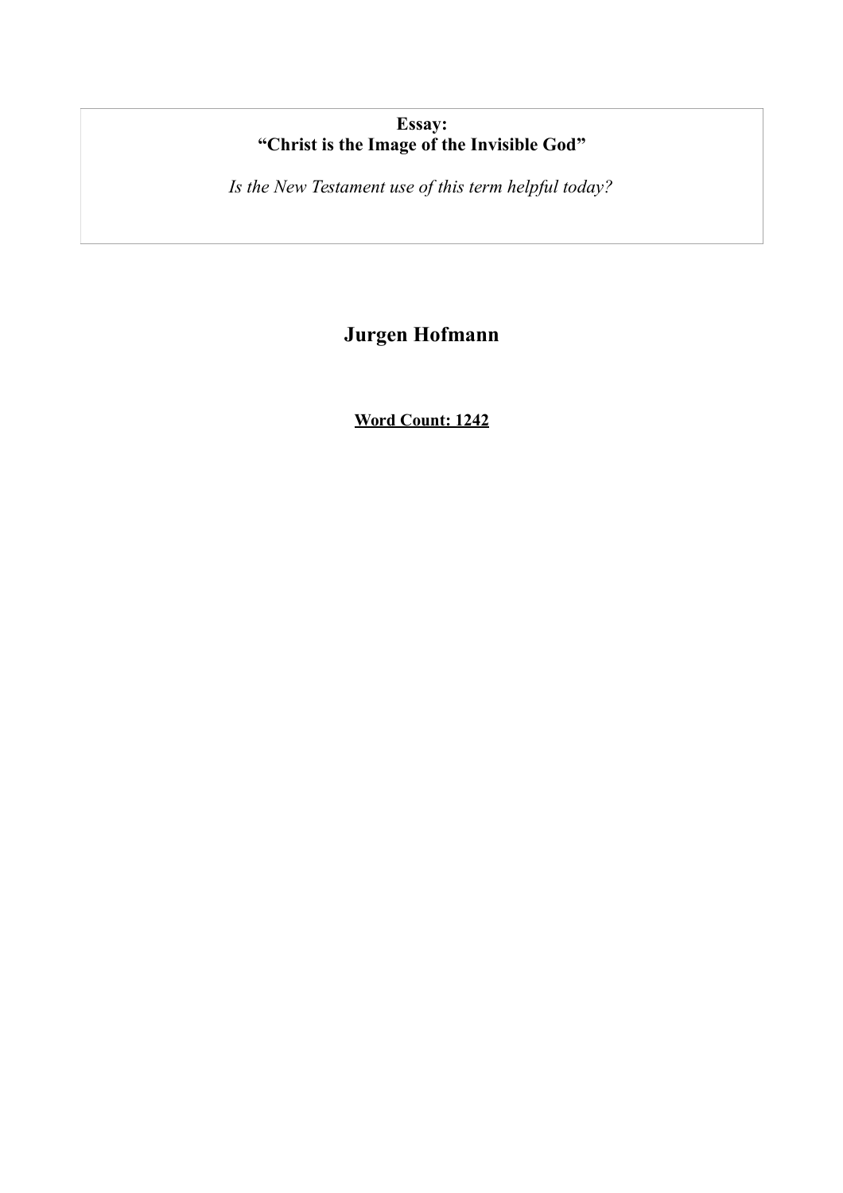**Essay:**
**“Christ is the Image of the Invisible God”**

*Is the New Testament use of this term helpful today?*

# Jurgen Hofmann

**Word Count: 1242**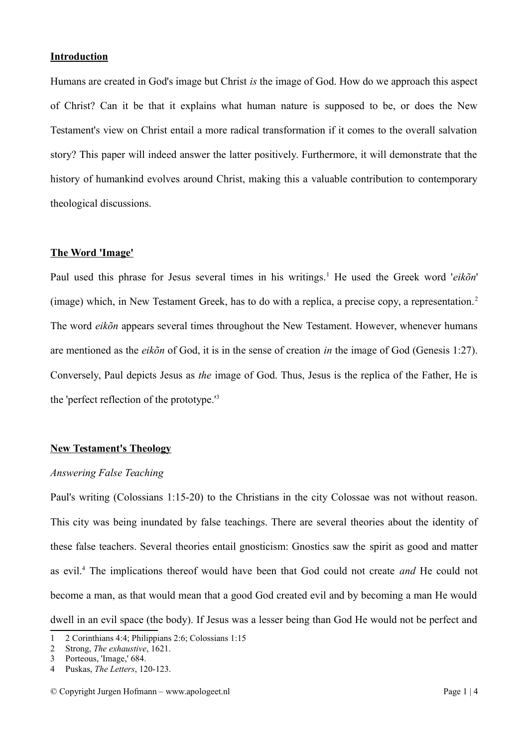## Introduction

Humans are created in God's image but Christ *is* the image of God. How do we approach this aspect of Christ? Can it be that it explains what human nature is supposed to be, or does the New Testament's view on Christ entail a more radical transformation if it comes to the overall salvation story? This paper will indeed answer the latter positively. Furthermore, it will demonstrate that the history of humankind evolves around Christ, making this a valuable contribution to contemporary theological discussions.

## The Word 'Image'

Paul used this phrase for Jesus several times in his writings.[1] He used the Greek word '*eikõn*' (image) which, in New Testament Greek, has to do with a replica, a precise copy, a representation.[2] The word *eikõn* appears several times throughout the New Testament. However, whenever humans are mentioned as the *eikõn* of God, it is in the sense of creation *in* the image of God (Genesis 1:27). Conversely, Paul depicts Jesus as *the* image of God. Thus, Jesus is the replica of the Father, He is the 'perfect reflection of the prototype.'[3]

## New Testament's Theology

### *Answering False Teaching*

Paul's writing (Colossians 1:15-20) to the Christians in the city Colossae was not without reason. This city was being inundated by false teachings. There are several theories about the identity of these false teachers. Several theories entail gnosticism: Gnostics saw the spirit as good and matter as evil.[4] The implications thereof would have been that God could not create *and* He could not become a man, as that would mean that a good God created evil and by becoming a man He would dwell in an evil space (the body). If Jesus was a lesser being than God He would not be perfect and

---

1 2 Corinthians 4:4; Philippians 2:6; Colossians 1:15

2 Strong, *The exhaustive*, 1621.

3 Porteous, 'Image,' 684.

4 Puskas, *The Letters*, 120-123.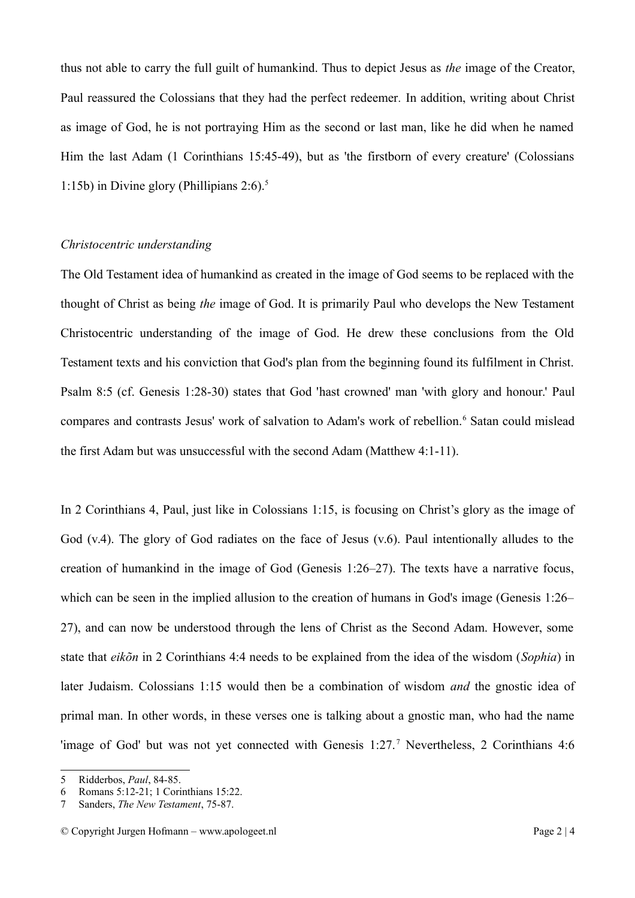thus not able to carry the full guilt of humankind. Thus to depict Jesus as *the* image of the Creator, Paul reassured the Colossians that they had the perfect redeemer. In addition, writing about Christ as image of God, he is not portraying Him as the second or last man, like he did when he named Him the last Adam (1 Corinthians 15:45-49), but as 'the firstborn of every creature' (Colossians 1:15b) in Divine glory (Phillipians 2:6).[5]

### *Christocentric understanding*

The Old Testament idea of humankind as created in the image of God seems to be replaced with the thought of Christ as being *the* image of God. It is primarily Paul who develops the New Testament Christocentric understanding of the image of God. He drew these conclusions from the Old Testament texts and his conviction that God's plan from the beginning found its fulfilment in Christ. Psalm 8:5 (cf. Genesis 1:28-30) states that God 'hast crowned' man 'with glory and honour.' Paul compares and contrasts Jesus' work of salvation to Adam's work of rebellion.[6] Satan could mislead the first Adam but was unsuccessful with the second Adam (Matthew 4:1-11).

In 2 Corinthians 4, Paul, just like in Colossians 1:15, is focusing on Christ's glory as the image of God (v.4). The glory of God radiates on the face of Jesus (v.6). Paul intentionally alludes to the creation of humankind in the image of God (Genesis 1:26–27). The texts have a narrative focus, which can be seen in the implied allusion to the creation of humans in God's image (Genesis 1:26–27), and can now be understood through the lens of Christ as the Second Adam. However, some state that *eikõn* in 2 Corinthians 4:4 needs to be explained from the idea of the wisdom (*Sophia*) in later Judaism. Colossians 1:15 would then be a combination of wisdom *and* the gnostic idea of primal man. In other words, in these verses one is talking about a gnostic man, who had the name 'image of God' but was not yet connected with Genesis 1:27.[7] Nevertheless, 2 Corinthians 4:6

---

5 Ridderbos, *Paul*, 84-85.

6 Romans 5:12-21; 1 Corinthians 15:22.

7 Sanders, *The New Testament*, 75-87.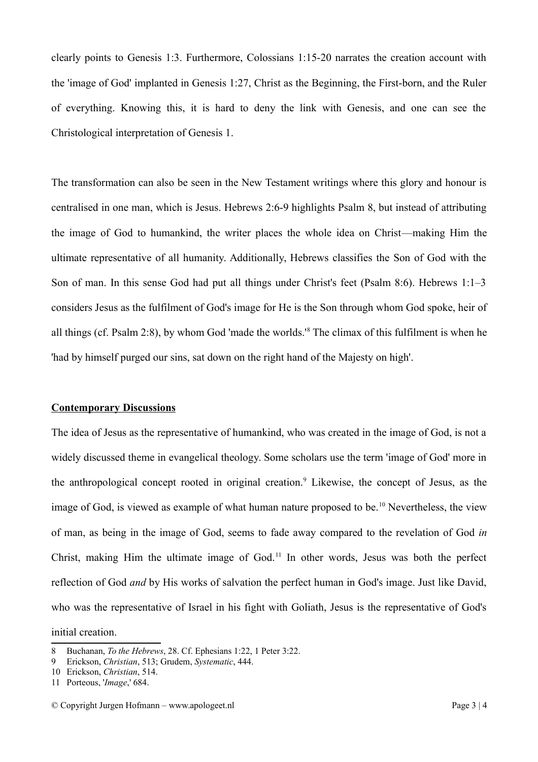clearly points to Genesis 1:3. Furthermore, Colossians 1:15-20 narrates the creation account with the 'image of God' implanted in Genesis 1:27, Christ as the Beginning, the First-born, and the Ruler of everything. Knowing this, it is hard to deny the link with Genesis, and one can see the Christological interpretation of Genesis 1.

The transformation can also be seen in the New Testament writings where this glory and honour is centralised in one man, which is Jesus. Hebrews 2:6-9 highlights Psalm 8, but instead of attributing the image of God to humankind, the writer places the whole idea on Christ—making Him the ultimate representative of all humanity. Additionally, Hebrews classifies the Son of God with the Son of man. In this sense God had put all things under Christ's feet (Psalm 8:6). Hebrews 1:1–3 considers Jesus as the fulfilment of God's image for He is the Son through whom God spoke, heir of all things (cf. Psalm 2:8), by whom God 'made the worlds.'[8] The climax of this fulfilment is when he 'had by himself purged our sins, sat down on the right hand of the Majesty on high'.

## Contemporary Discussions

The idea of Jesus as the representative of humankind, who was created in the image of God, is not a widely discussed theme in evangelical theology. Some scholars use the term 'image of God' more in the anthropological concept rooted in original creation.[9] Likewise, the concept of Jesus, as the image of God, is viewed as example of what human nature proposed to be.[10] Nevertheless, the view of man, as being in the image of God, seems to fade away compared to the revelation of God *in* Christ, making Him the ultimate image of God.[11] In other words, Jesus was both the perfect reflection of God *and* by His works of salvation the perfect human in God's image. Just like David, who was the representative of Israel in his fight with Goliath, Jesus is the representative of God's initial creation.

---

8 Buchanan, *To the Hebrews*, 28. Cf. Ephesians 1:22, 1 Peter 3:22.

9 Erickson, *Christian*, 513; Grudem, *Systematic*, 444.

10 Erickson, *Christian*, 514.

11 Porteous, '*Image*,' 684.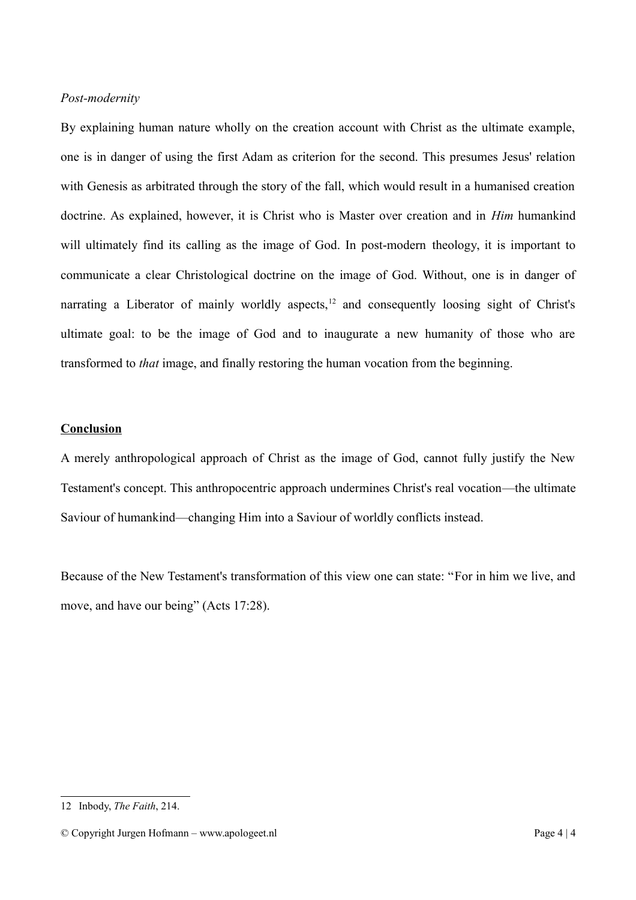*Post-modernity*

By explaining human nature wholly on the creation account with Christ as the ultimate example, one is in danger of using the first Adam as criterion for the second. This presumes Jesus' relation with Genesis as arbitrated through the story of the fall, which would result in a humanised creation doctrine. As explained, however, it is Christ who is Master over creation and in *Him* humankind will ultimately find its calling as the image of God. In post-modern theology, it is important to communicate a clear Christological doctrine on the image of God. Without, one is in danger of narrating a Liberator of mainly worldly aspects,[12] and consequently loosing sight of Christ's ultimate goal: to be the image of God and to inaugurate a new humanity of those who are transformed to *that* image, and finally restoring the human vocation from the beginning.

**Conclusion**

A merely anthropological approach of Christ as the image of God, cannot fully justify the New Testament's concept. This anthropocentric approach undermines Christ's real vocation—the ultimate Saviour of humankind—changing Him into a Saviour of worldly conflicts instead.

Because of the New Testament's transformation of this view one can state: "For in him we live, and move, and have our being" (Acts 17:28).

---

12 Inbody, *The Faith*, 214.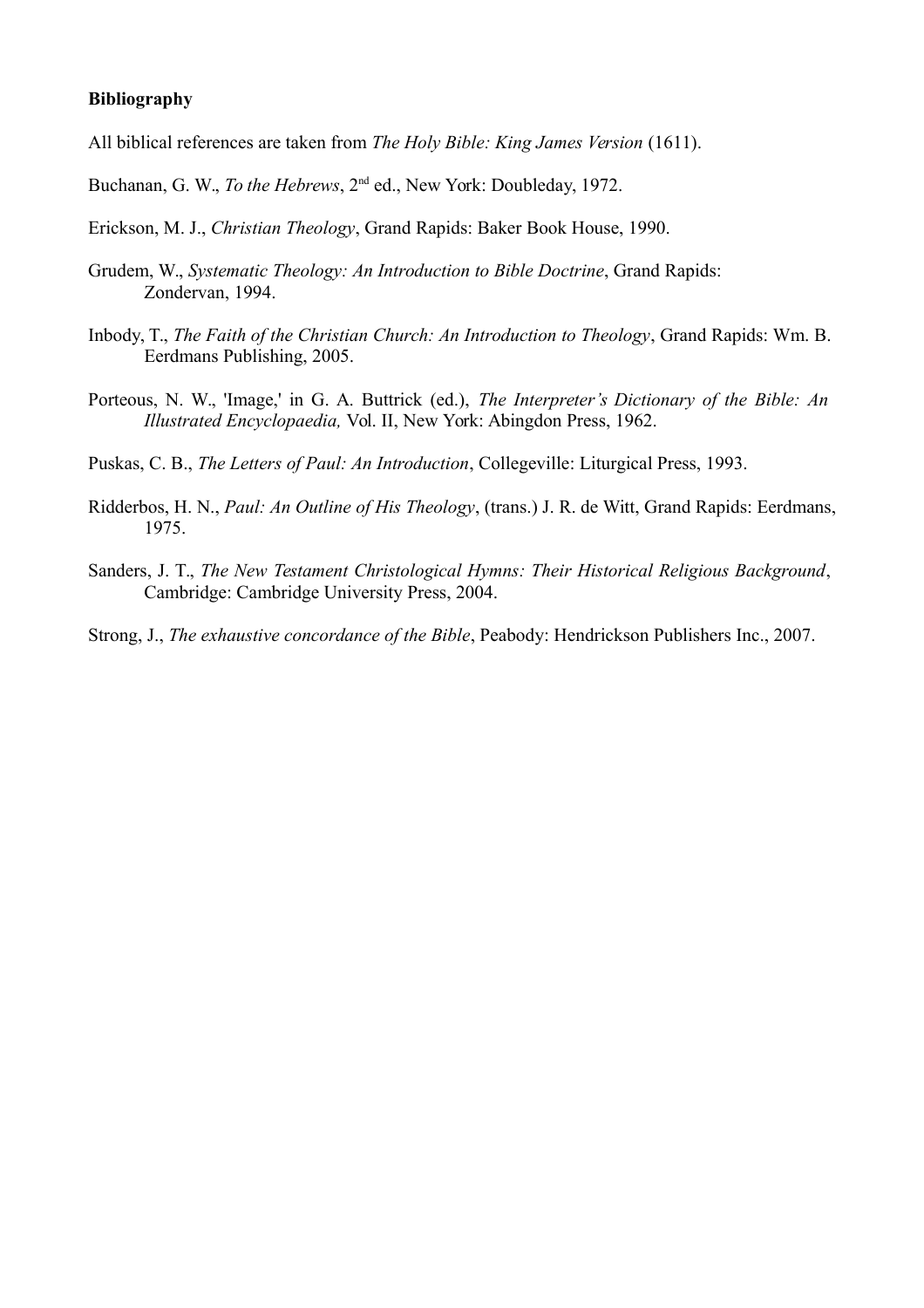**Bibliography**

All biblical references are taken from *The Holy Bible: King James Version* (1611).

Buchanan, G. W., *To the Hebrews*, 2nd ed., New York: Doubleday, 1972.

Erickson, M. J., *Christian Theology*, Grand Rapids: Baker Book House, 1990.

Grudem, W., *Systematic Theology: An Introduction to Bible Doctrine*, Grand Rapids: Zondervan, 1994.

Inbody, T., *The Faith of the Christian Church: An Introduction to Theology*, Grand Rapids: Wm. B. Eerdmans Publishing, 2005.

Porteous, N. W., 'Image,' in G. A. Buttrick (ed.), *The Interpreter's Dictionary of the Bible: An Illustrated Encyclopaedia,* Vol. II, New York: Abingdon Press, 1962.

Puskas, C. B., *The Letters of Paul: An Introduction*, Collegeville: Liturgical Press, 1993.

Ridderbos, H. N., *Paul: An Outline of His Theology*, (trans.) J. R. de Witt, Grand Rapids: Eerdmans, 1975.

Sanders, J. T., *The New Testament Christological Hymns: Their Historical Religious Background*, Cambridge: Cambridge University Press, 2004.

Strong, J., *The exhaustive concordance of the Bible*, Peabody: Hendrickson Publishers Inc., 2007.